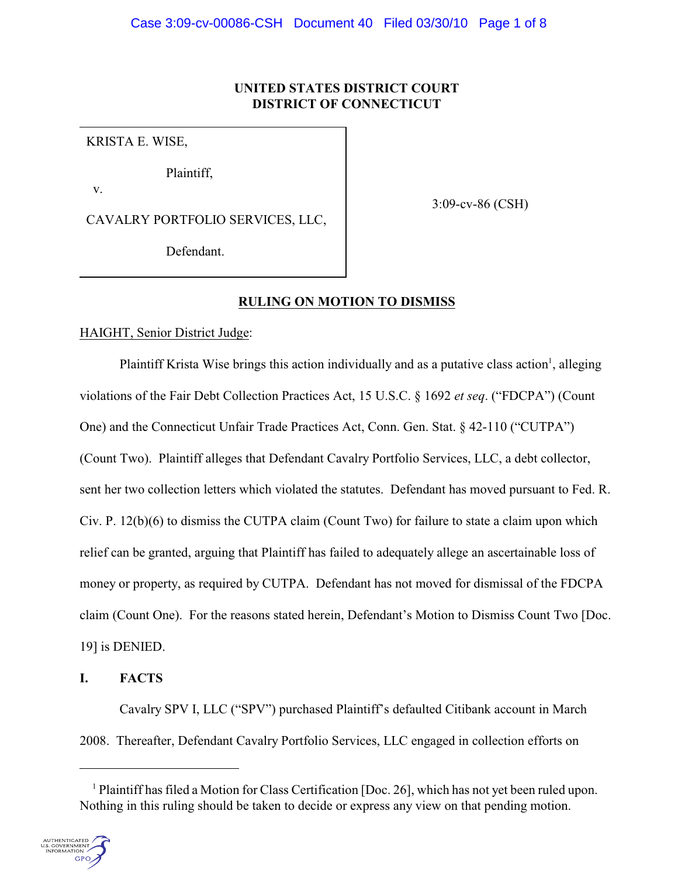**UNITED STATES DISTRICT COURT**
**DISTRICT OF CONNECTICUT**

KRISTA E. WISE,

Plaintiff,

v.

CAVALRY PORTFOLIO SERVICES, LLC,

Defendant.

3:09-cv-86 (CSH)

**RULING ON MOTION TO DISMISS**

HAIGHT, Senior District Judge:

Plaintiff Krista Wise brings this action individually and as a putative class action[1], alleging violations of the Fair Debt Collection Practices Act, 15 U.S.C. § 1692 *et seq*. ("FDCPA") (Count One) and the Connecticut Unfair Trade Practices Act, Conn. Gen. Stat. § 42-110 ("CUTPA") (Count Two). Plaintiff alleges that Defendant Cavalry Portfolio Services, LLC, a debt collector, sent her two collection letters which violated the statutes. Defendant has moved pursuant to Fed. R. Civ. P. 12(b)(6) to dismiss the CUTPA claim (Count Two) for failure to state a claim upon which relief can be granted, arguing that Plaintiff has failed to adequately allege an ascertainable loss of money or property, as required by CUTPA. Defendant has not moved for dismissal of the FDCPA claim (Count One). For the reasons stated herein, Defendant's Motion to Dismiss Count Two [Doc. 19] is DENIED.

## I. FACTS

Cavalry SPV I, LLC ("SPV") purchased Plaintiff's defaulted Citibank account in March 2008. Thereafter, Defendant Cavalry Portfolio Services, LLC engaged in collection efforts on

[1] Plaintiff has filed a Motion for Class Certification [Doc. 26], which has not yet been ruled upon. Nothing in this ruling should be taken to decide or express any view on that pending motion.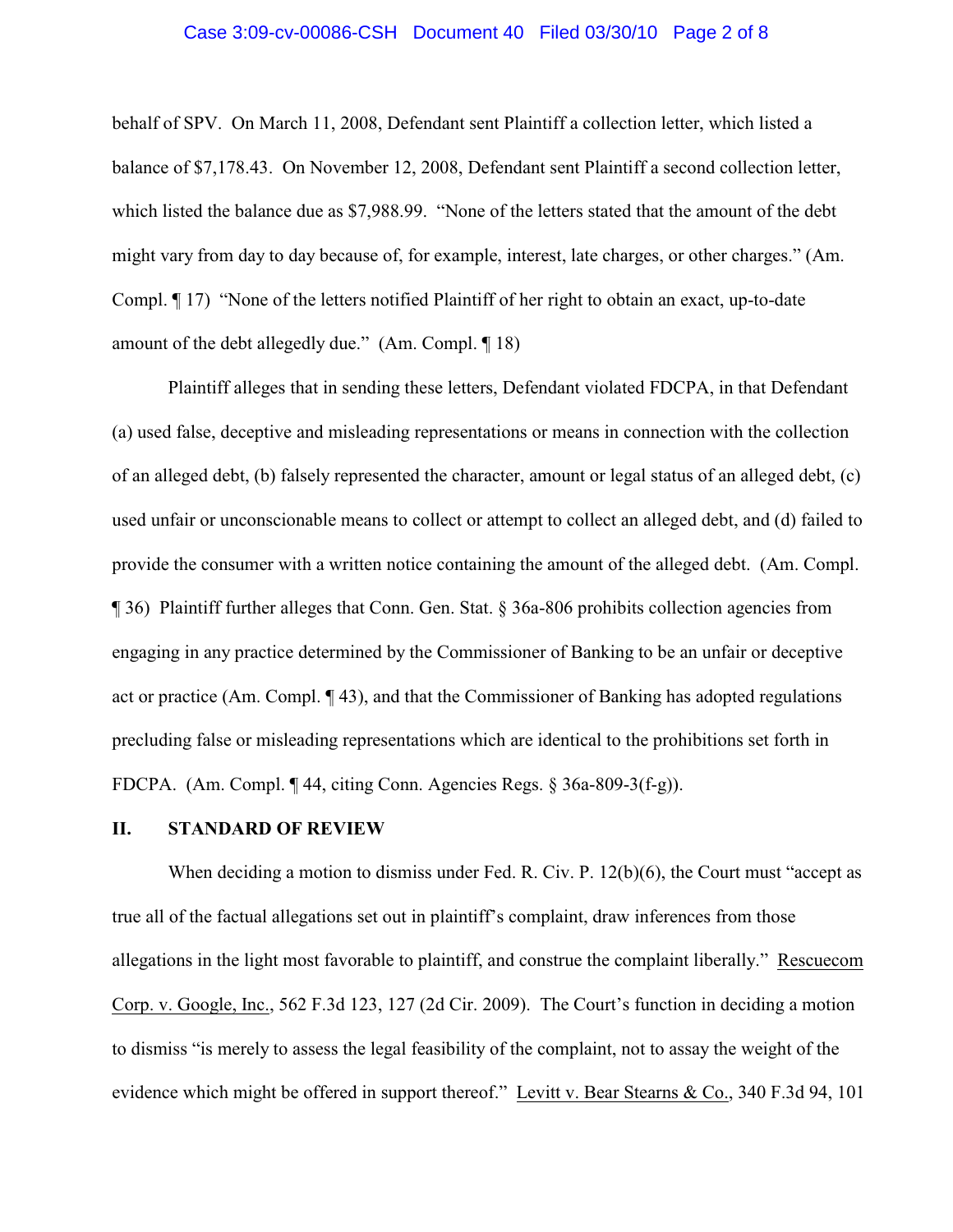behalf of SPV. On March 11, 2008, Defendant sent Plaintiff a collection letter, which listed a balance of $7,178.43. On November 12, 2008, Defendant sent Plaintiff a second collection letter, which listed the balance due as $7,988.99. "None of the letters stated that the amount of the debt might vary from day to day because of, for example, interest, late charges, or other charges." (Am. Compl. ¶ 17) "None of the letters notified Plaintiff of her right to obtain an exact, up-to-date amount of the debt allegedly due." (Am. Compl. ¶ 18)

Plaintiff alleges that in sending these letters, Defendant violated FDCPA, in that Defendant (a) used false, deceptive and misleading representations or means in connection with the collection of an alleged debt, (b) falsely represented the character, amount or legal status of an alleged debt, (c) used unfair or unconscionable means to collect or attempt to collect an alleged debt, and (d) failed to provide the consumer with a written notice containing the amount of the alleged debt. (Am. Compl. ¶ 36) Plaintiff further alleges that Conn. Gen. Stat. § 36a-806 prohibits collection agencies from engaging in any practice determined by the Commissioner of Banking to be an unfair or deceptive act or practice (Am. Compl. ¶ 43), and that the Commissioner of Banking has adopted regulations precluding false or misleading representations which are identical to the prohibitions set forth in FDCPA. (Am. Compl. ¶ 44, citing Conn. Agencies Regs. § 36a-809-3(f-g)).

## II. STANDARD OF REVIEW

When deciding a motion to dismiss under Fed. R. Civ. P. 12(b)(6), the Court must "accept as true all of the factual allegations set out in plaintiff's complaint, draw inferences from those allegations in the light most favorable to plaintiff, and construe the complaint liberally." Rescuecom Corp. v. Google, Inc., 562 F.3d 123, 127 (2d Cir. 2009). The Court's function in deciding a motion to dismiss "is merely to assess the legal feasibility of the complaint, not to assay the weight of the evidence which might be offered in support thereof." Levitt v. Bear Stearns & Co., 340 F.3d 94, 101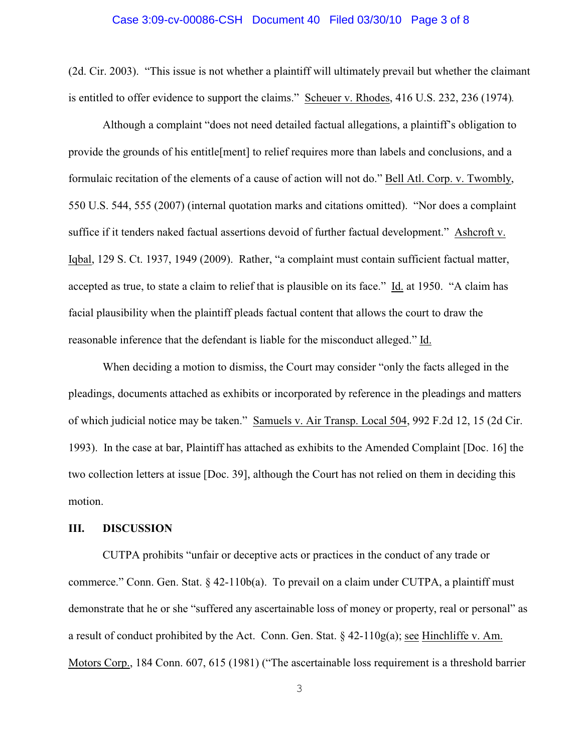(2d. Cir. 2003). "This issue is not whether a plaintiff will ultimately prevail but whether the claimant is entitled to offer evidence to support the claims." Scheuer v. Rhodes, 416 U.S. 232, 236 (1974).

Although a complaint "does not need detailed factual allegations, a plaintiff's obligation to provide the grounds of his entitle[ment] to relief requires more than labels and conclusions, and a formulaic recitation of the elements of a cause of action will not do." Bell Atl. Corp. v. Twombly, 550 U.S. 544, 555 (2007) (internal quotation marks and citations omitted). "Nor does a complaint suffice if it tenders naked factual assertions devoid of further factual development." Ashcroft v. Iqbal, 129 S. Ct. 1937, 1949 (2009). Rather, "a complaint must contain sufficient factual matter, accepted as true, to state a claim to relief that is plausible on its face." Id. at 1950. "A claim has facial plausibility when the plaintiff pleads factual content that allows the court to draw the reasonable inference that the defendant is liable for the misconduct alleged." Id.

When deciding a motion to dismiss, the Court may consider "only the facts alleged in the pleadings, documents attached as exhibits or incorporated by reference in the pleadings and matters of which judicial notice may be taken." Samuels v. Air Transp. Local 504, 992 F.2d 12, 15 (2d Cir. 1993). In the case at bar, Plaintiff has attached as exhibits to the Amended Complaint [Doc. 16] the two collection letters at issue [Doc. 39], although the Court has not relied on them in deciding this motion.

## III. DISCUSSION

CUTPA prohibits "unfair or deceptive acts or practices in the conduct of any trade or commerce." Conn. Gen. Stat. § 42-110b(a). To prevail on a claim under CUTPA, a plaintiff must demonstrate that he or she "suffered any ascertainable loss of money or property, real or personal" as a result of conduct prohibited by the Act. Conn. Gen. Stat. § 42-110g(a); see Hinchliffe v. Am. Motors Corp., 184 Conn. 607, 615 (1981) ("The ascertainable loss requirement is a threshold barrier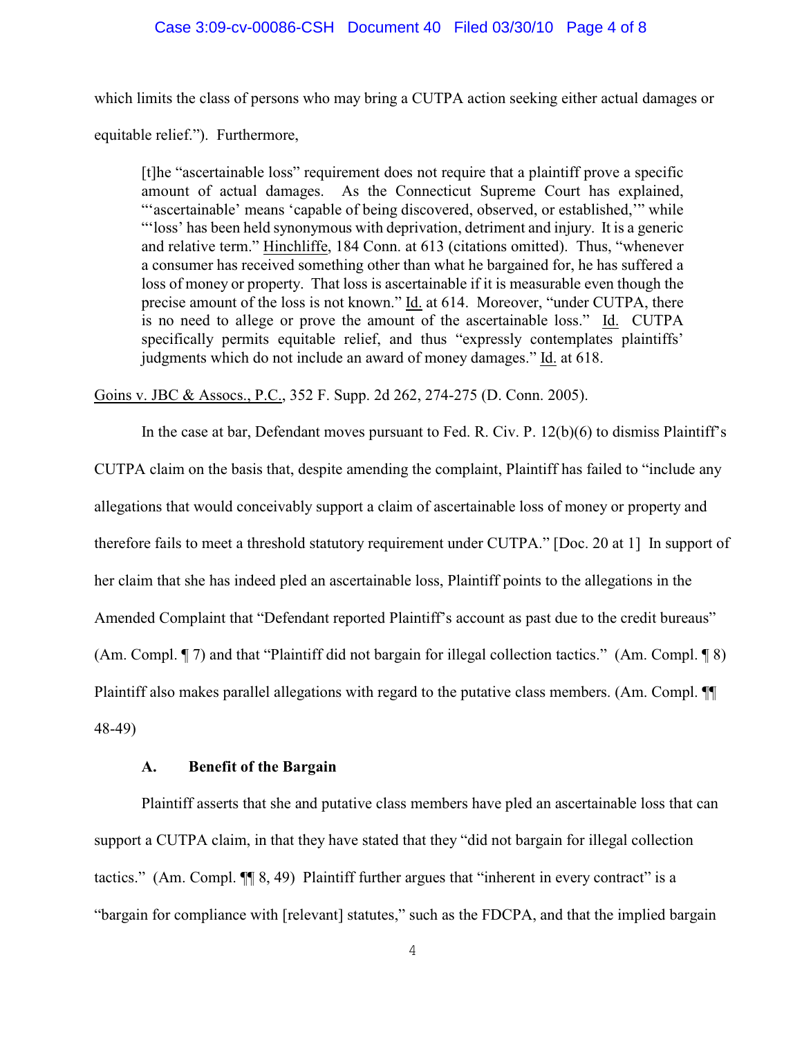which limits the class of persons who may bring a CUTPA action seeking either actual damages or equitable relief."). Furthermore,

> [t]he "ascertainable loss" requirement does not require that a plaintiff prove a specific amount of actual damages. As the Connecticut Supreme Court has explained, "'ascertainable' means 'capable of being discovered, observed, or established,'" while "'loss' has been held synonymous with deprivation, detriment and injury. It is a generic and relative term." Hinchliffe, 184 Conn. at 613 (citations omitted). Thus, "whenever a consumer has received something other than what he bargained for, he has suffered a loss of money or property. That loss is ascertainable if it is measurable even though the precise amount of the loss is not known." Id. at 614. Moreover, "under CUTPA, there is no need to allege or prove the amount of the ascertainable loss." Id. CUTPA specifically permits equitable relief, and thus "expressly contemplates plaintiffs' judgments which do not include an award of money damages." Id. at 618.

Goins v. JBC & Assocs., P.C., 352 F. Supp. 2d 262, 274-275 (D. Conn. 2005).

In the case at bar, Defendant moves pursuant to Fed. R. Civ. P. 12(b)(6) to dismiss Plaintiff's CUTPA claim on the basis that, despite amending the complaint, Plaintiff has failed to "include any allegations that would conceivably support a claim of ascertainable loss of money or property and therefore fails to meet a threshold statutory requirement under CUTPA." [Doc. 20 at 1] In support of her claim that she has indeed pled an ascertainable loss, Plaintiff points to the allegations in the Amended Complaint that "Defendant reported Plaintiff's account as past due to the credit bureaus" (Am. Compl. ¶ 7) and that "Plaintiff did not bargain for illegal collection tactics." (Am. Compl. ¶ 8) Plaintiff also makes parallel allegations with regard to the putative class members. (Am. Compl. ¶¶ 48-49)

### A. Benefit of the Bargain

Plaintiff asserts that she and putative class members have pled an ascertainable loss that can support a CUTPA claim, in that they have stated that they "did not bargain for illegal collection tactics." (Am. Compl. ¶¶ 8, 49) Plaintiff further argues that "inherent in every contract" is a "bargain for compliance with [relevant] statutes," such as the FDCPA, and that the implied bargain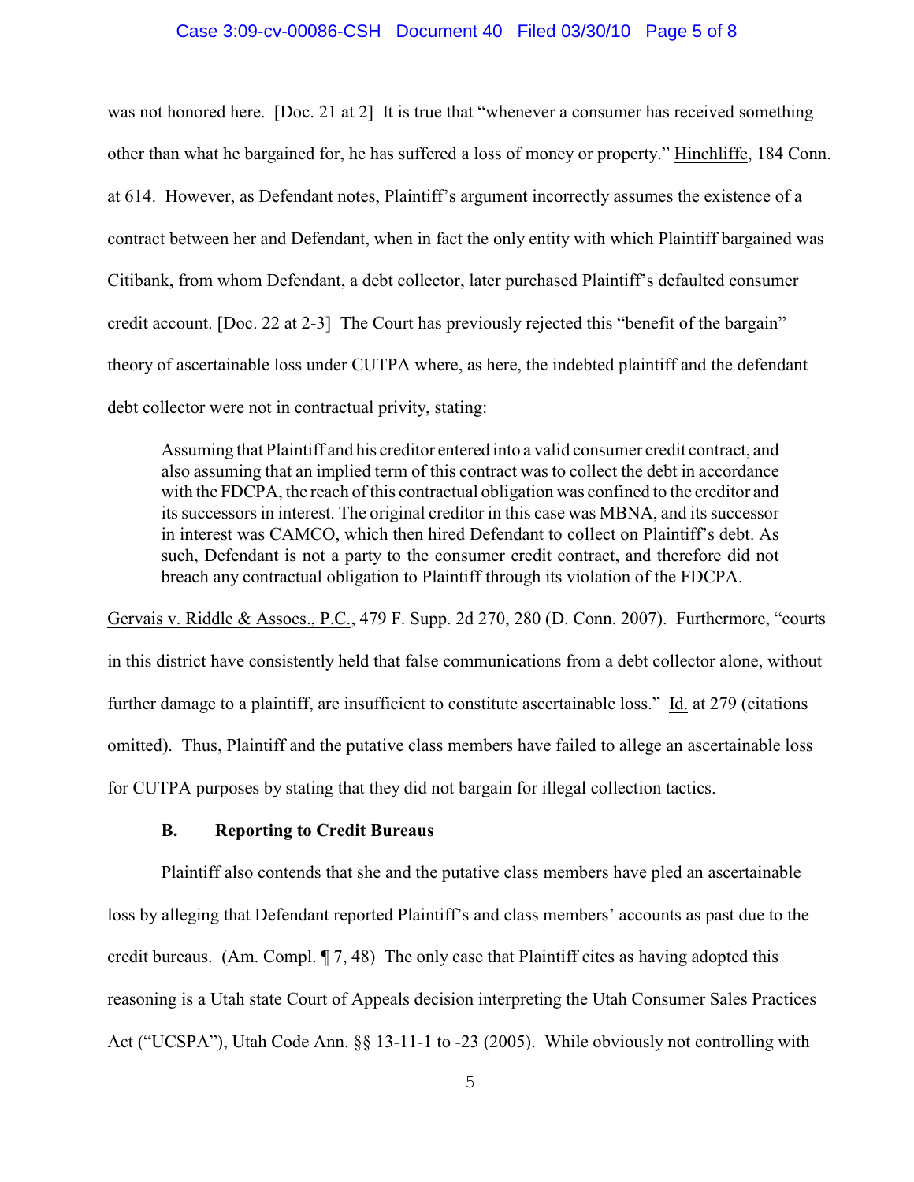was not honored here. [Doc. 21 at 2] It is true that "whenever a consumer has received something other than what he bargained for, he has suffered a loss of money or property." Hinchliffe, 184 Conn. at 614. However, as Defendant notes, Plaintiff's argument incorrectly assumes the existence of a contract between her and Defendant, when in fact the only entity with which Plaintiff bargained was Citibank, from whom Defendant, a debt collector, later purchased Plaintiff's defaulted consumer credit account. [Doc. 22 at 2-3] The Court has previously rejected this "benefit of the bargain" theory of ascertainable loss under CUTPA where, as here, the indebted plaintiff and the defendant debt collector were not in contractual privity, stating:

> Assuming that Plaintiff and his creditor entered into a valid consumer credit contract, and also assuming that an implied term of this contract was to collect the debt in accordance with the FDCPA, the reach of this contractual obligation was confined to the creditor and its successors in interest. The original creditor in this case was MBNA, and its successor in interest was CAMCO, which then hired Defendant to collect on Plaintiff's debt. As such, Defendant is not a party to the consumer credit contract, and therefore did not breach any contractual obligation to Plaintiff through its violation of the FDCPA.

Gervais v. Riddle & Assocs., P.C., 479 F. Supp. 2d 270, 280 (D. Conn. 2007). Furthermore, "courts in this district have consistently held that false communications from a debt collector alone, without further damage to a plaintiff, are insufficient to constitute ascertainable loss." Id. at 279 (citations omitted). Thus, Plaintiff and the putative class members have failed to allege an ascertainable loss for CUTPA purposes by stating that they did not bargain for illegal collection tactics.

### B. Reporting to Credit Bureaus

Plaintiff also contends that she and the putative class members have pled an ascertainable loss by alleging that Defendant reported Plaintiff's and class members' accounts as past due to the credit bureaus. (Am. Compl. ¶ 7, 48) The only case that Plaintiff cites as having adopted this reasoning is a Utah state Court of Appeals decision interpreting the Utah Consumer Sales Practices Act ("UCSPA"), Utah Code Ann. §§ 13-11-1 to -23 (2005). While obviously not controlling with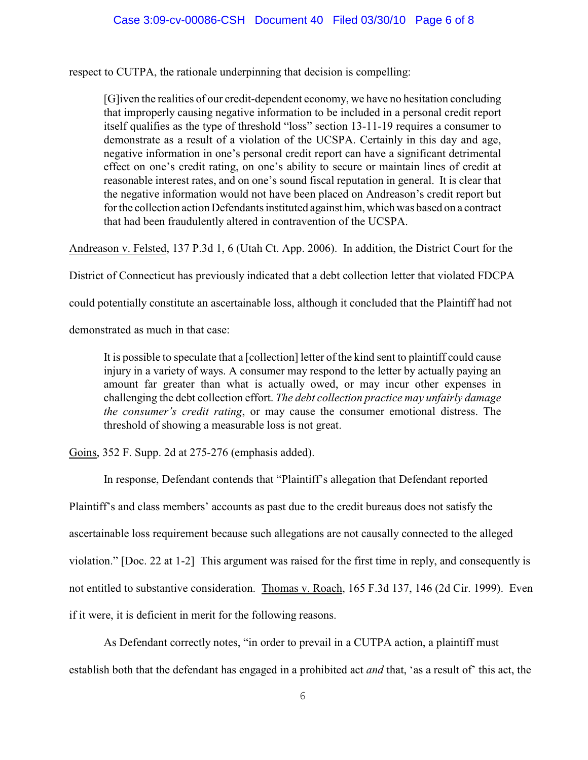respect to CUTPA, the rationale underpinning that decision is compelling:

> [G]iven the realities of our credit-dependent economy, we have no hesitation concluding that improperly causing negative information to be included in a personal credit report itself qualifies as the type of threshold "loss" section 13-11-19 requires a consumer to demonstrate as a result of a violation of the UCSPA. Certainly in this day and age, negative information in one's personal credit report can have a significant detrimental effect on one's credit rating, on one's ability to secure or maintain lines of credit at reasonable interest rates, and on one's sound fiscal reputation in general. It is clear that the negative information would not have been placed on Andreason's credit report but for the collection action Defendants instituted against him, which was based on a contract that had been fraudulently altered in contravention of the UCSPA.

Andreason v. Felsted, 137 P.3d 1, 6 (Utah Ct. App. 2006). In addition, the District Court for the District of Connecticut has previously indicated that a debt collection letter that violated FDCPA could potentially constitute an ascertainable loss, although it concluded that the Plaintiff had not demonstrated as much in that case:

> It is possible to speculate that a [collection] letter of the kind sent to plaintiff could cause injury in a variety of ways. A consumer may respond to the letter by actually paying an amount far greater than what is actually owed, or may incur other expenses in challenging the debt collection effort. *The debt collection practice may unfairly damage the consumer's credit rating*, or may cause the consumer emotional distress. The threshold of showing a measurable loss is not great.

Goins, 352 F. Supp. 2d at 275-276 (emphasis added).

In response, Defendant contends that "Plaintiff's allegation that Defendant reported Plaintiff's and class members' accounts as past due to the credit bureaus does not satisfy the ascertainable loss requirement because such allegations are not causally connected to the alleged violation." [Doc. 22 at 1-2] This argument was raised for the first time in reply, and consequently is not entitled to substantive consideration. Thomas v. Roach, 165 F.3d 137, 146 (2d Cir. 1999). Even if it were, it is deficient in merit for the following reasons.

As Defendant correctly notes, "in order to prevail in a CUTPA action, a plaintiff must establish both that the defendant has engaged in a prohibited act *and* that, 'as a result of' this act, the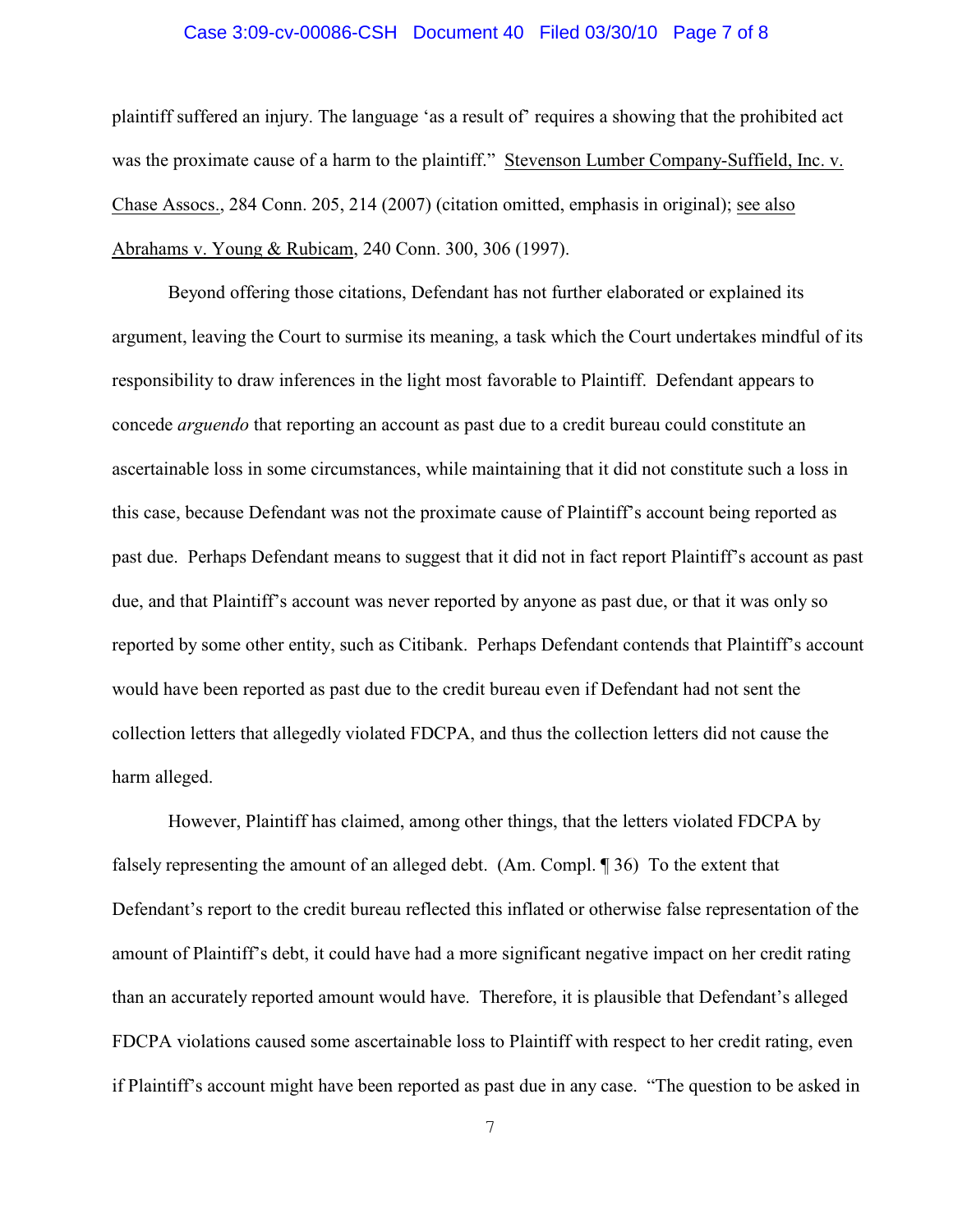plaintiff suffered an injury. The language 'as a result of' requires a showing that the prohibited act was the proximate cause of a harm to the plaintiff." Stevenson Lumber Company-Suffield, Inc. v. Chase Assocs., 284 Conn. 205, 214 (2007) (citation omitted, emphasis in original); see also Abrahams v. Young & Rubicam, 240 Conn. 300, 306 (1997).

Beyond offering those citations, Defendant has not further elaborated or explained its argument, leaving the Court to surmise its meaning, a task which the Court undertakes mindful of its responsibility to draw inferences in the light most favorable to Plaintiff. Defendant appears to concede *arguendo* that reporting an account as past due to a credit bureau could constitute an ascertainable loss in some circumstances, while maintaining that it did not constitute such a loss in this case, because Defendant was not the proximate cause of Plaintiff's account being reported as past due. Perhaps Defendant means to suggest that it did not in fact report Plaintiff's account as past due, and that Plaintiff's account was never reported by anyone as past due, or that it was only so reported by some other entity, such as Citibank. Perhaps Defendant contends that Plaintiff's account would have been reported as past due to the credit bureau even if Defendant had not sent the collection letters that allegedly violated FDCPA, and thus the collection letters did not cause the harm alleged.

However, Plaintiff has claimed, among other things, that the letters violated FDCPA by falsely representing the amount of an alleged debt. (Am. Compl. ¶ 36) To the extent that Defendant's report to the credit bureau reflected this inflated or otherwise false representation of the amount of Plaintiff's debt, it could have had a more significant negative impact on her credit rating than an accurately reported amount would have. Therefore, it is plausible that Defendant's alleged FDCPA violations caused some ascertainable loss to Plaintiff with respect to her credit rating, even if Plaintiff's account might have been reported as past due in any case. "The question to be asked in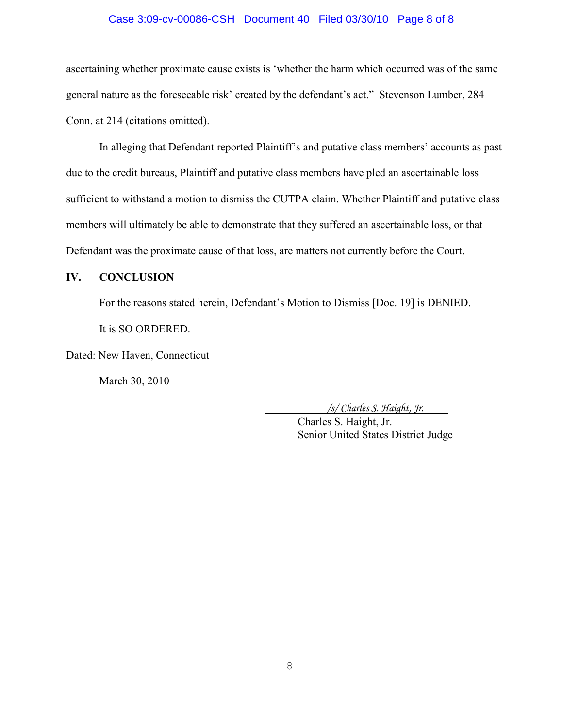ascertaining whether proximate cause exists is 'whether the harm which occurred was of the same general nature as the foreseeable risk' created by the defendant's act." Stevenson Lumber, 284 Conn. at 214 (citations omitted).

In alleging that Defendant reported Plaintiff's and putative class members' accounts as past due to the credit bureaus, Plaintiff and putative class members have pled an ascertainable loss sufficient to withstand a motion to dismiss the CUTPA claim. Whether Plaintiff and putative class members will ultimately be able to demonstrate that they suffered an ascertainable loss, or that Defendant was the proximate cause of that loss, are matters not currently before the Court.

## IV. CONCLUSION

For the reasons stated herein, Defendant's Motion to Dismiss [Doc. 19] is DENIED.

It is SO ORDERED.

Dated: New Haven, Connecticut

March 30, 2010

/s/ *Charles S. Haight, Jr.*

Charles S. Haight, Jr.
Senior United States District Judge